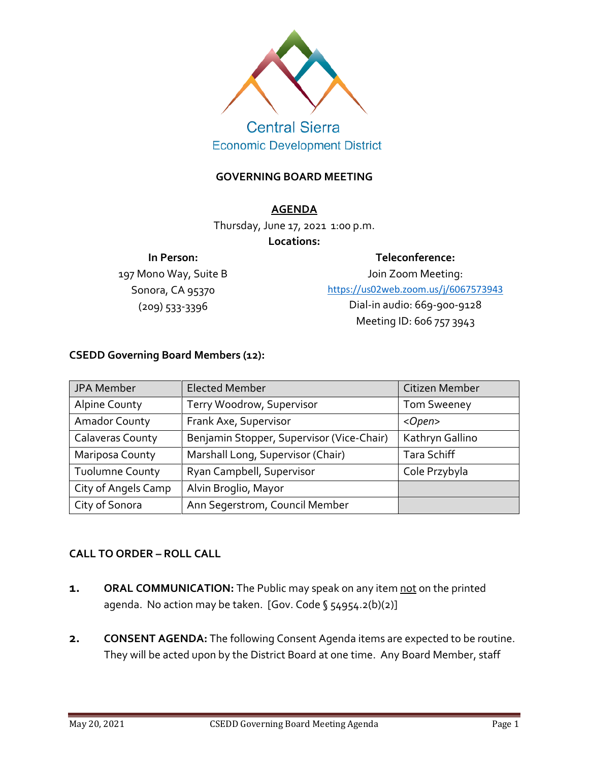Central Sierra
Economic Development District

## GOVERNING BOARD MEETING

**AGENDA**

Thursday, June 17, 2021 1:00 p.m.

**Locations:**

**In Person:**
197 Mono Way, Suite B
Sonora, CA 95370
(209) 533-3396

**Teleconference:**
Join Zoom Meeting:
https://us02web.zoom.us/j/6067573943
Dial-in audio: 669-900-9128
Meeting ID: 606 757 3943

### CSEDD Governing Board Members (12):

| JPA Member | Elected Member | Citizen Member |
|---|---|---|
| Alpine County | Terry Woodrow, Supervisor | Tom Sweeney |
| Amador County | Frank Axe, Supervisor | *<Open>* |
| Calaveras County | Benjamin Stopper, Supervisor (Vice-Chair) | Kathryn Gallino |
| Mariposa County | Marshall Long, Supervisor (Chair) | Tara Schiff |
| Tuolumne County | Ryan Campbell, Supervisor | Cole Przybyla |
| City of Angels Camp | Alvin Broglio, Mayor | |
| City of Sonora | Ann Segerstrom, Council Member | |

### CALL TO ORDER – ROLL CALL

**1. ORAL COMMUNICATION:** The Public may speak on any item not on the printed agenda. No action may be taken. [Gov. Code § 54954.2(b)(2)]

**2. CONSENT AGENDA:** The following Consent Agenda items are expected to be routine. They will be acted upon by the District Board at one time. Any Board Member, staff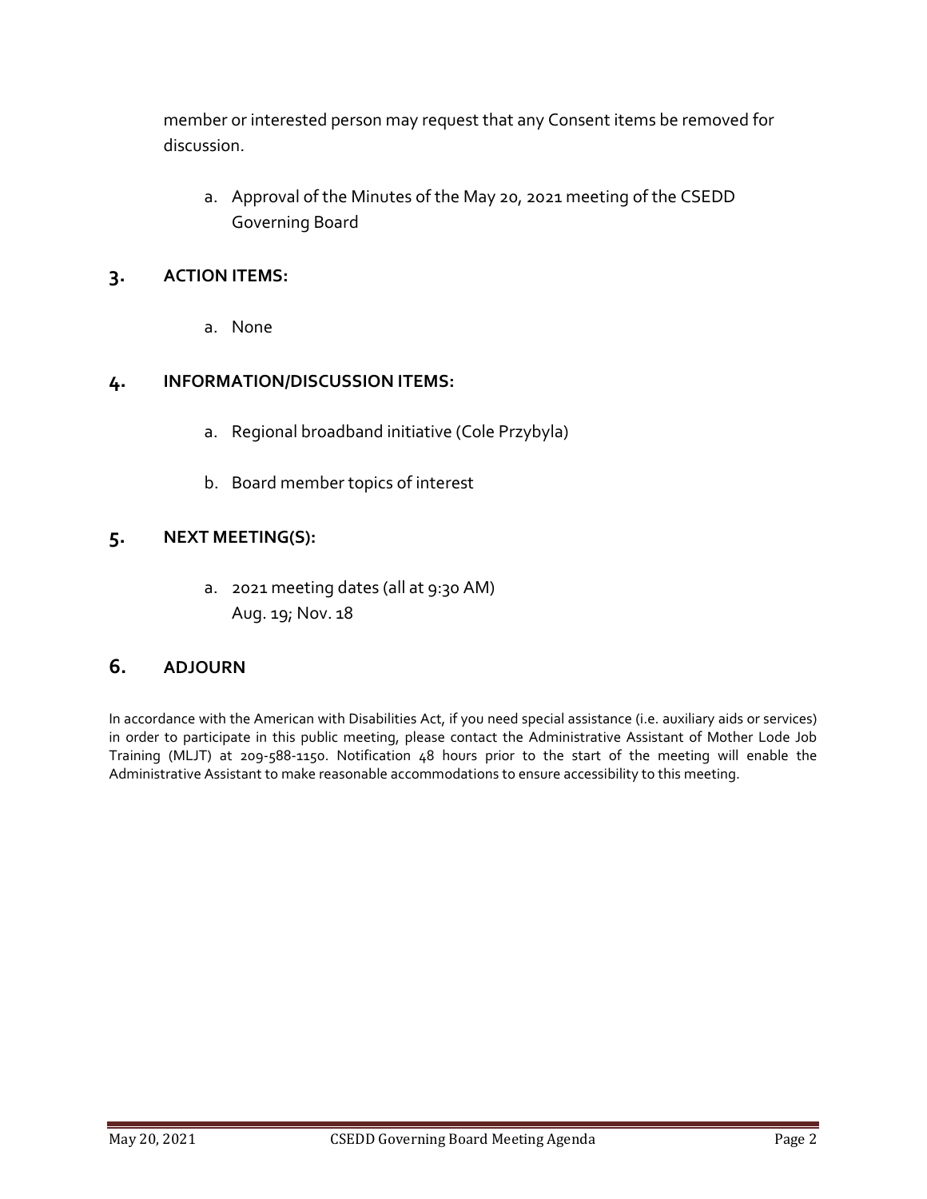member or interested person may request that any Consent items be removed for discussion.

a. Approval of the Minutes of the May 20, 2021 meeting of the CSEDD Governing Board

## 3. ACTION ITEMS:

a. None

## 4. INFORMATION/DISCUSSION ITEMS:

a. Regional broadband initiative (Cole Przybyla)

b. Board member topics of interest

## 5. NEXT MEETING(S):

a. 2021 meeting dates (all at 9:30 AM)
Aug. 19; Nov. 18

## 6. ADJOURN

In accordance with the American with Disabilities Act, if you need special assistance (i.e. auxiliary aids or services) in order to participate in this public meeting, please contact the Administrative Assistant of Mother Lode Job Training (MLJT) at 209-588-1150. Notification 48 hours prior to the start of the meeting will enable the Administrative Assistant to make reasonable accommodations to ensure accessibility to this meeting.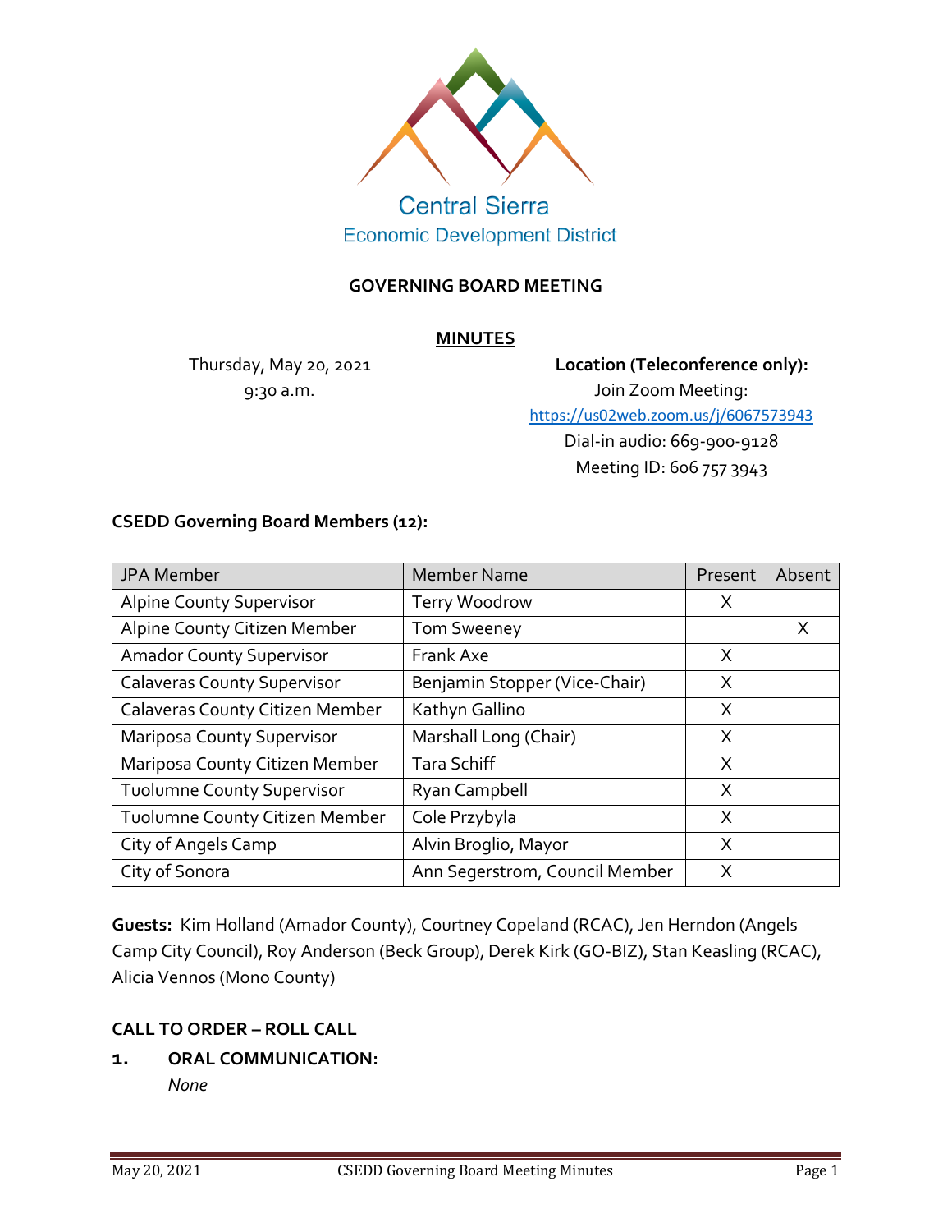Central Sierra
Economic Development District

**GOVERNING BOARD MEETING**

**MINUTES**

Thursday, May 20, 2021
9:30 a.m.

**Location (Teleconference only):**
Join Zoom Meeting:
https://us02web.zoom.us/j/6067573943
Dial-in audio: 669-900-9128
Meeting ID: 606 757 3943

**CSEDD Governing Board Members (12):**

| JPA Member | Member Name | Present | Absent |
|---|---|---|---|
| Alpine County Supervisor | Terry Woodrow | X | |
| Alpine County Citizen Member | Tom Sweeney | | X |
| Amador County Supervisor | Frank Axe | X | |
| Calaveras County Supervisor | Benjamin Stopper (Vice-Chair) | X | |
| Calaveras County Citizen Member | Kathyn Gallino | X | |
| Mariposa County Supervisor | Marshall Long (Chair) | X | |
| Mariposa County Citizen Member | Tara Schiff | X | |
| Tuolumne County Supervisor | Ryan Campbell | X | |
| Tuolumne County Citizen Member | Cole Przybyla | X | |
| City of Angels Camp | Alvin Broglio, Mayor | X | |
| City of Sonora | Ann Segerstrom, Council Member | X | |

**Guests:** Kim Holland (Amador County), Courtney Copeland (RCAC), Jen Herndon (Angels Camp City Council), Roy Anderson (Beck Group), Derek Kirk (GO-BIZ), Stan Keasling (RCAC), Alicia Vennos (Mono County)

**CALL TO ORDER – ROLL CALL**

**1. ORAL COMMUNICATION:**

*None*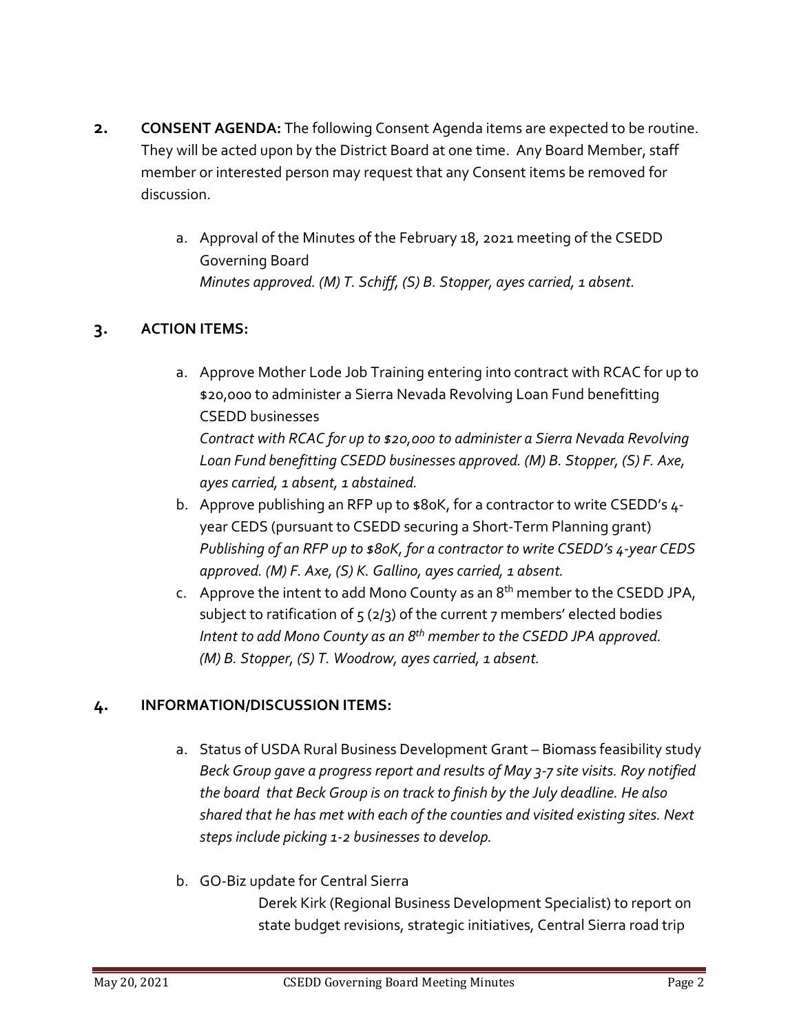**2. CONSENT AGENDA:** The following Consent Agenda items are expected to be routine. They will be acted upon by the District Board at one time. Any Board Member, staff member or interested person may request that any Consent items be removed for discussion.

a. Approval of the Minutes of the February 18, 2021 meeting of the CSEDD Governing Board
*Minutes approved. (M) T. Schiff, (S) B. Stopper, ayes carried, 1 absent.*

**3. ACTION ITEMS:**

a. Approve Mother Lode Job Training entering into contract with RCAC for up to $20,000 to administer a Sierra Nevada Revolving Loan Fund benefitting CSEDD businesses
*Contract with RCAC for up to $20,000 to administer a Sierra Nevada Revolving Loan Fund benefitting CSEDD businesses approved. (M) B. Stopper, (S) F. Axe, ayes carried, 1 absent, 1 abstained.*

b. Approve publishing an RFP up to $80K, for a contractor to write CSEDD's 4-year CEDS (pursuant to CSEDD securing a Short-Term Planning grant)
*Publishing of an RFP up to $80K, for a contractor to write CSEDD's 4-year CEDS approved. (M) F. Axe, (S) K. Gallino, ayes carried, 1 absent.*

c. Approve the intent to add Mono County as an 8th member to the CSEDD JPA, subject to ratification of 5 (2/3) of the current 7 members' elected bodies
*Intent to add Mono County as an 8th member to the CSEDD JPA approved. (M) B. Stopper, (S) T. Woodrow, ayes carried, 1 absent.*

**4. INFORMATION/DISCUSSION ITEMS:**

a. Status of USDA Rural Business Development Grant – Biomass feasibility study
*Beck Group gave a progress report and results of May 3-7 site visits. Roy notified the board that Beck Group is on track to finish by the July deadline. He also shared that he has met with each of the counties and visited existing sites. Next steps include picking 1-2 businesses to develop.*

b. GO-Biz update for Central Sierra

Derek Kirk (Regional Business Development Specialist) to report on state budget revisions, strategic initiatives, Central Sierra road trip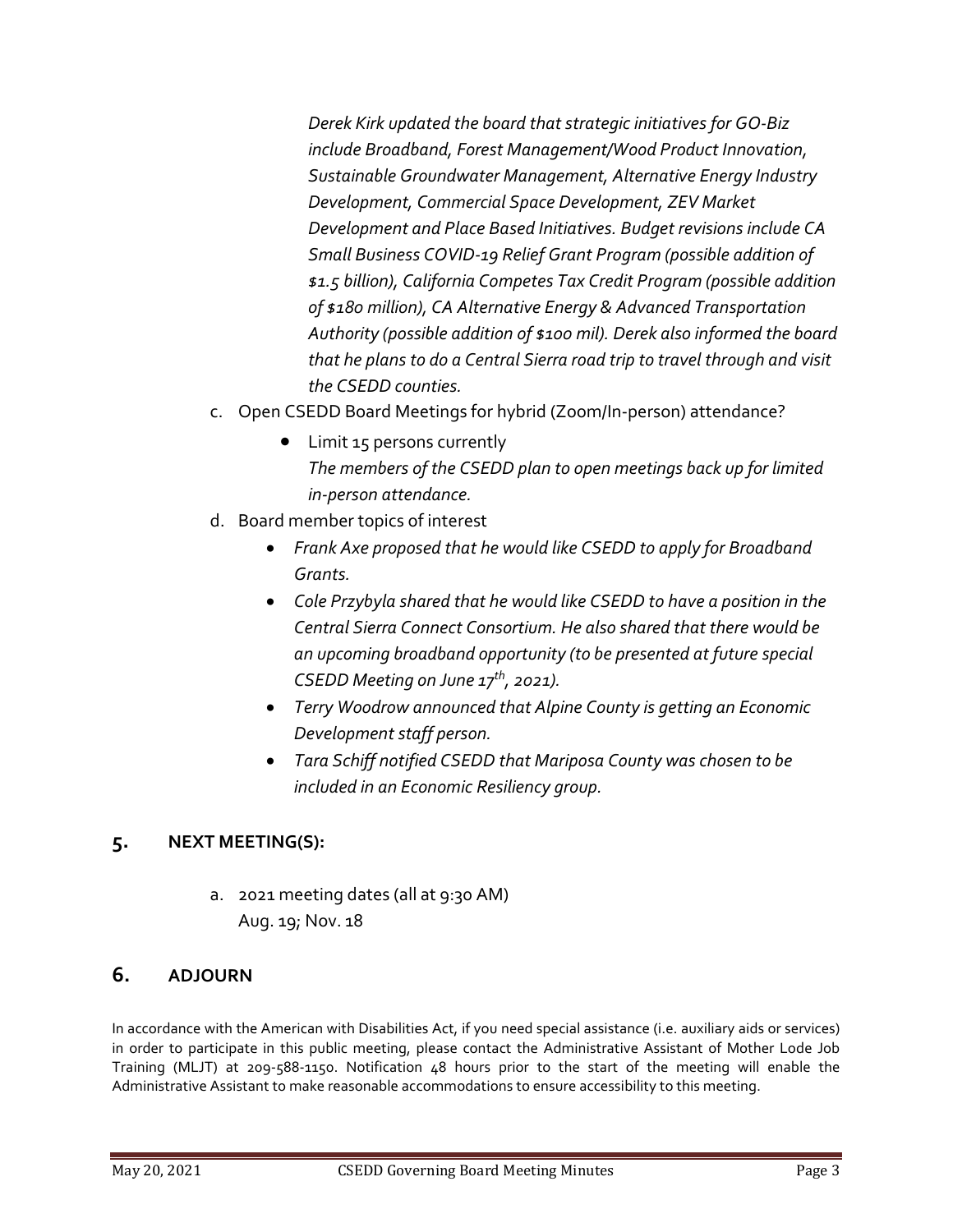*Derek Kirk updated the board that strategic initiatives for GO-Biz include Broadband, Forest Management/Wood Product Innovation, Sustainable Groundwater Management, Alternative Energy Industry Development, Commercial Space Development, ZEV Market Development and Place Based Initiatives. Budget revisions include CA Small Business COVID-19 Relief Grant Program (possible addition of $1.5 billion), California Competes Tax Credit Program (possible addition of $180 million), CA Alternative Energy & Advanced Transportation Authority (possible addition of $100 mil). Derek also informed the board that he plans to do a Central Sierra road trip to travel through and visit the CSEDD counties.*

c. Open CSEDD Board Meetings for hybrid (Zoom/In-person) attendance?
   - Limit 15 persons currently
     *The members of the CSEDD plan to open meetings back up for limited in-person attendance.*
d. Board member topics of interest
   - *Frank Axe proposed that he would like CSEDD to apply for Broadband Grants.*
   - *Cole Przybyla shared that he would like CSEDD to have a position in the Central Sierra Connect Consortium. He also shared that there would be an upcoming broadband opportunity (to be presented at future special CSEDD Meeting on June 17th, 2021).*
   - *Terry Woodrow announced that Alpine County is getting an Economic Development staff person.*
   - *Tara Schiff notified CSEDD that Mariposa County was chosen to be included in an Economic Resiliency group.*

## 5. NEXT MEETING(S):

a. 2021 meeting dates (all at 9:30 AM)
   Aug. 19; Nov. 18

## 6. ADJOURN

In accordance with the American with Disabilities Act, if you need special assistance (i.e. auxiliary aids or services) in order to participate in this public meeting, please contact the Administrative Assistant of Mother Lode Job Training (MLJT) at 209-588-1150. Notification 48 hours prior to the start of the meeting will enable the Administrative Assistant to make reasonable accommodations to ensure accessibility to this meeting.